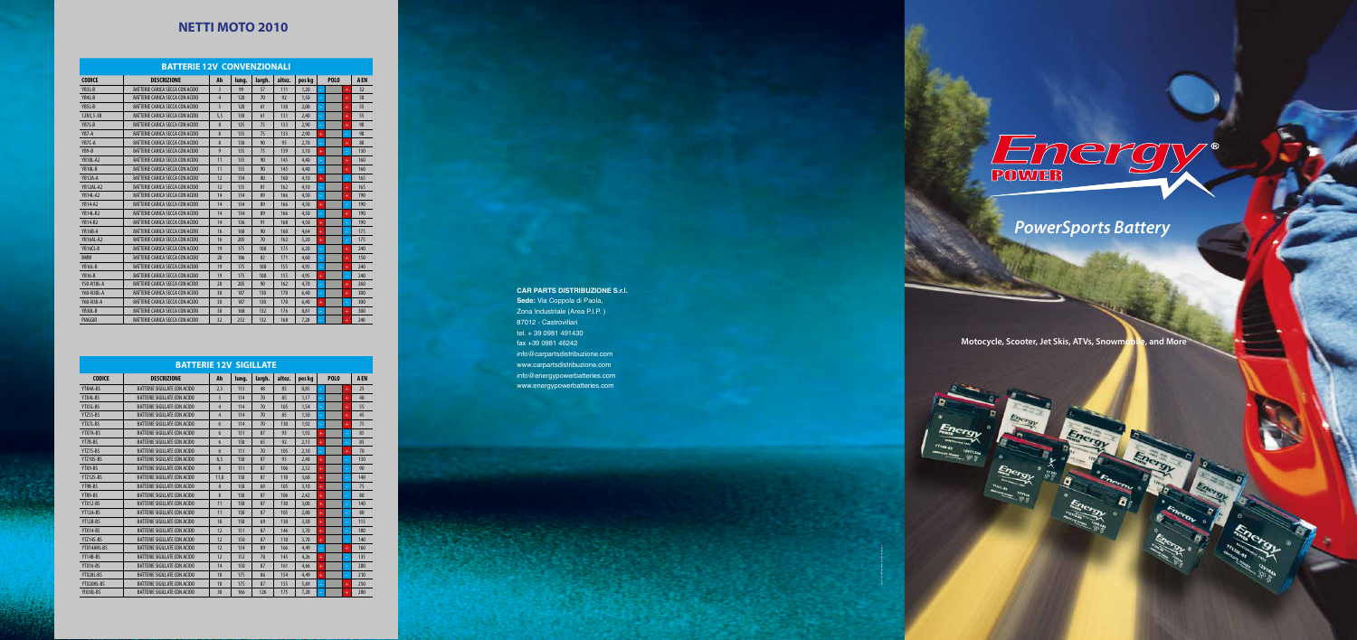# NETTI MOTO 2010

## BATTERIE 12V CONVENZIONALI

| CODICE | DESCRIZIONE | Ah | lung. | largh. | altez. | pes kg | POLO | | A EN |
|---|---|---|---|---|---|---|---|---|---|
| YB3L-B | BATTERIE CARICA SECCA CON ACIDO | 3 | 99 | 57 | 111 | 1,20 | - | + | 32 |
| YB4L-B | BATTERIE CARICA SECCA CON ACIDO | 4 | 120 | 70 | 92 | 1,50 | - | + | 50 |
| YB5L-B | BATTERIE CARICA SECCA CON ACIDO | 5 | 120 | 61 | 130 | 2,00 | - | + | 55 |
| 12N5,5-3B | BATTERIE CARICA SECCA CON ACIDO | 5,5 | 138 | 61 | 131 | 2,40 | - | + | 55 |
| YB7L-B | BATTERIE CARICA SECCA CON ACIDO | 8 | 135 | 75 | 133 | 2,90 | - | + | 98 |
| YB7-A | BATTERIE CARICA SECCA CON ACIDO | 8 | 135 | 75 | 133 | 2,90 | + | - | 98 |
| YB7C-A | BATTERIE CARICA SECCA CON ACIDO | 8 | 130 | 90 | 95 | 2,70 | - | + | 88 |
| YB9-B | BATTERIE CARICA SECCA CON ACIDO | 9 | 135 | 75 | 139 | 3,10 | + | - | 130 |
| YB10L-A2 | BATTERIE CARICA SECCA CON ACIDO | 11 | 135 | 90 | 145 | 4,40 | - | + | 160 |
| YB10L-B | BATTERIE CARICA SECCA CON ACIDO | 11 | 135 | 90 | 145 | 4,40 | - | + | 160 |
| YB12A-A | BATTERIE CARICA SECCA CON ACIDO | 12 | 134 | 80 | 160 | 4,10 | + | - | 165 |
| YB12AL-A2 | BATTERIE CARICA SECCA CON ACIDO | 12 | 135 | 81 | 162 | 4,10 | - | + | 165 |
| YB14L-A2 | BATTERIE CARICA SECCA CON ACIDO | 14 | 134 | 89 | 166 | 4,50 | - | + | 190 |
| YB14-A2 | BATTERIE CARICA SECCA CON ACIDO | 14 | 134 | 89 | 166 | 4,50 | + | - | 190 |
| YB14L-B2 | BATTERIE CARICA SECCA CON ACIDO | 14 | 134 | 89 | 166 | 4,50 | - | + | 190 |
| YB14-B2 | BATTERIE CARICA SECCA CON ACIDO | 14 | 136 | 91 | 168 | 4,50 | + | - | 190 |
| YB16B-A | BATTERIE CARICA SECCA CON ACIDO | 16 | 160 | 90 | 160 | 4,64 | + | - | 175 |
| YB16AL-A2 | BATTERIE CARICA SECCA CON ACIDO | 16 | 205 | 70 | 162 | 5,20 | + | - | 175 |
| YB16CL-B | BATTERIE CARICA SECCA CON ACIDO | 19 | 175 | 100 | 175 | 6,20 | - | + | 240 |
| BMW | BATTERIE CARICA SECCA CON ACIDO | 20 | 186 | 82 | 171 | 4,60 | - | + | 150 |
| YB16L-B | BATTERIE CARICA SECCA CON ACIDO | 19 | 175 | 100 | 155 | 4,95 | - | + | 240 |
| YB16-B | BATTERIE CARICA SECCA CON ACIDO | 19 | 175 | 100 | 155 | 4,95 | + | - | 240 |
| Y50-N18L-A | BATTERIE CARICA SECCA CON ACIDO | 20 | 205 | 90 | 162 | 4,70 | - | + | 260 |
| Y60-N30L-A | BATTERIE CARICA SECCA CON ACIDO | 30 | 187 | 130 | 170 | 6,40 | - | + | 300 |
| Y60-N30-A | BATTERIE CARICA SECCA CON ACIDO | 30 | 187 | 130 | 170 | 6,40 | + | - | 300 |
| YB30L-B | BATTERIE CARICA SECCA CON ACIDO | 30 | 168 | 132 | 176 | 8,81 | - | + | 300 |
| PIAGGIO | BATTERIE CARICA SECCA CON ACIDO | 32 | 232 | 132 | 168 | 7,20 | - | + | 240 |

## BATTERIE 12V SIGILLATE

| CODICE | DESCRIZIONE | Ah | lung. | largh. | altez. | pes kg | POLO | | A EN |
|---|---|---|---|---|---|---|---|---|---|
| YTR4A-BS | BATTERIE SIGILLATE CON ACIDO | 2,3 | 113 | 48 | 85 | 0,85 | - | + | 25 |
| YT4L-BS | BATTERIE SIGILLATE CON ACIDO | 3 | 114 | 70 | 85 | 1,17 | - | + | 40 |
| YT5L-BS | BATTERIE SIGILLATE CON ACIDO | 4 | 114 | 70 | 105 | 1,54 | - | + | 55 |
| YTZ5-BS | BATTERIE SIGILLATE CON ACIDO | 4 | 114 | 70 | 85 | 1,50 | - | + | 45 |
| YT7L-BS | BATTERIE SIGILLATE CON ACIDO | 6 | 114 | 70 | 130 | 1,92 | - | + | 75 |
| YT6TA-BS | BATTERIE SIGILLATE CON ACIDO | 6 | 151 | 87 | 93 | 1,92 | + | - | 85 |
| YT7B-BS | BATTERIE SIGILLATE CON ACIDO | 6 | 150 | 65 | 92 | 2,11 | + | - | 85 |
| YTZ7S-BS | BATTERIE SIGILLATE CON ACIDO | 6 | 113 | 70 | 105 | 2,10 | - | + | 70 |
| YTZ10S-BS | BATTERIE SIGILLATE CON ACIDO | 8,5 | 150 | 87 | 95 | 2,48 | + | - | 130 |
| YT9-BS | BATTERIE SIGILLATE CON ACIDO | 8 | 151 | 87 | 106 | 2,32 | + | - | 90 |
| YTZ12S-BS | BATTERIE SIGILLATE CON ACIDO | 11,6 | 150 | 87 | 110 | 3,60 | + | - | 140 |
| YT9B-BS | BATTERIE SIGILLATE CON ACIDO | 8 | 150 | 69 | 105 | 3,10 | + | - | 75 |
| YT9-BS | BATTERIE SIGILLATE CON ACIDO | 8 | 150 | 87 | 106 | 2,42 | + | - | 80 |
| YT12-BS | BATTERIE SIGILLATE CON ACIDO | 11 | 150 | 87 | 130 | 3,00 | + | - | 140 |
| YT12A-BS | BATTERIE SIGILLATE CON ACIDO | 11 | 150 | 87 | 105 | 2,80 | + | - | 80 |
| YT12B-BS | BATTERIE SIGILLATE CON ACIDO | 10 | 150 | 69 | 130 | 3,30 | + | - | 115 |
| YT014-BS | BATTERIE SIGILLATE CON ACIDO | 12 | 151 | 87 | 146 | 3,70 | + | - | 180 |
| YTZ14S-BS | BATTERIE SIGILLATE CON ACIDO | 12 | 150 | 87 | 110 | 3,70 | + | - | 140 |
| YT014AHL-BS | BATTERIE SIGILLATE CON ACIDO | 12 | 134 | 89 | 166 | 4,49 | - | + | 160 |
| YT14B-BS | BATTERIE SIGILLATE CON ACIDO | 12 | 152 | 70 | 145 | 4,26 | + | - | 135 |
| YT016-BS | BATTERIE SIGILLATE CON ACIDO | 14 | 150 | 87 | 161 | 4,86 | + | - | 200 |
| YTX20L-BS | BATTERIE SIGILLATE CON ACIDO | 18 | 175 | 86 | 154 | 4,49 | + | - | 210 |
| YTX20HL-BS | BATTERIE SIGILLATE CON ACIDO | 18 | 175 | 87 | 155 | 5,69 | - | + | 250 |
| YIX30L-BS | BATTERIE SIGILLATE CON ACIDO | 30 | 166 | 126 | 175 | 7,28 | - | + | 280 |

**CAR PARTS DISTRIBUZIONE S.r.l.**
**Sede:** Via Coppola di Paola,
Zona Industriale (Area P.I.P. )
87012 - Castrovillari
tel. + 39 0981 491430
fax +39 0981 46242
info@carpartsdistribuzione.com
www.carpartsdistribuzione.com
info@energypowerbatteries.com
www.energypowerbatteries.com

Energy® POWER

*PowerSports Battery*

**Motocycle, Scooter, Jet Skis, ATVs, Snowmobile, and More**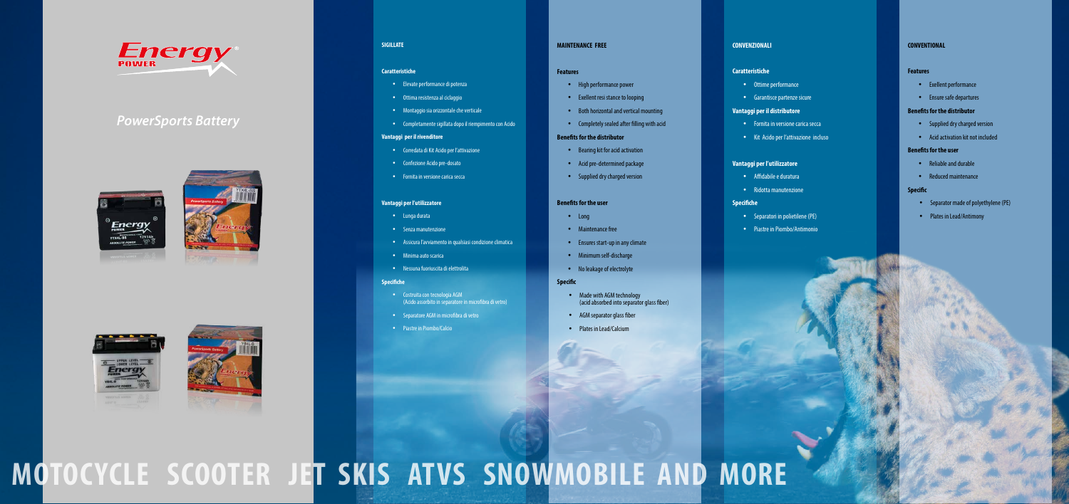# Energy POWER

## *PowerSports Battery*

### SIGILLATE

**Caratteristiche**

- Elevate performance di potenza
- Ottima resistenza al ciclaggio
- Montaggio sia orizzontale che verticale
- Completamente sigillata dopo il riempimento con Acido

**Vantaggi per il rivenditore**

- Corredata di Kit Acido per l'attivazione
- Confezione Acido pre-dosato
- Fornita in versione carica secca

**Vantaggi per l'utilizzatore**

- Lunga durata
- Senza manutenzione
- Assicura l'avviamento in qualsiasi condizione climatica
- Minima auto scarica
- Nessuna fuoriuscita di elettrolita

**Specifiche**

- Costruita con tecnologia AGM (Acido assorbito in separatore in microfibra di vetro)
- Separatore AGM in microfibra di vetro
- Piastre in Piombo/Calcio

### MAINTENANCE FREE

**Features**

- High performance power
- Exellent resi stance to looping
- Both horizontal and vertical mounting
- Completely sealed after filling with acid

**Benefits for the distributor**

- Bearing kit for acid activation
- Acid pre-determined package
- Supplied dry charged version

**Benefits for the user**

- Long
- Maintenance free
- Ensures start-up in any climate
- Minimum self-discharge
- No leakage of electrolyte

**Specific**

- Made with AGM technology (acid absorbed into separator glass fiber)
- AGM separator glass fiber
- Plates in Lead/Calcium

### CONVENZIONALI

**Caratteristiche**

- Ottime performance
- Garantisce partenze sicure

**Vantaggi per il distributore**

- Fornita in versione carica secca
- Kit Acido per l'attivazione incluso

**Vantaggi per l'utilizzatore**

- Affidabile e duratura
- Ridotta manutenzione

**Specifiche**

- Separatori in polietilene (PE)
- Piastre in Piombo/Antimonio

### CONVENTIONAL

**Features**

- Exellent performance
- Ensure safe departures

**Benefits for the distributor**

- Supplied dry charged version
- Acid activation kit not included

**Benefits for the user**

- Reliable and durable
- Reduced maintenance

**Specific**

- Separator made of polyethylene (PE)
- Plates in Lead/Antimony

# MOTOCYCLE SCOOTER JET SKIS ATVS SNOWMOBILE AND MORE